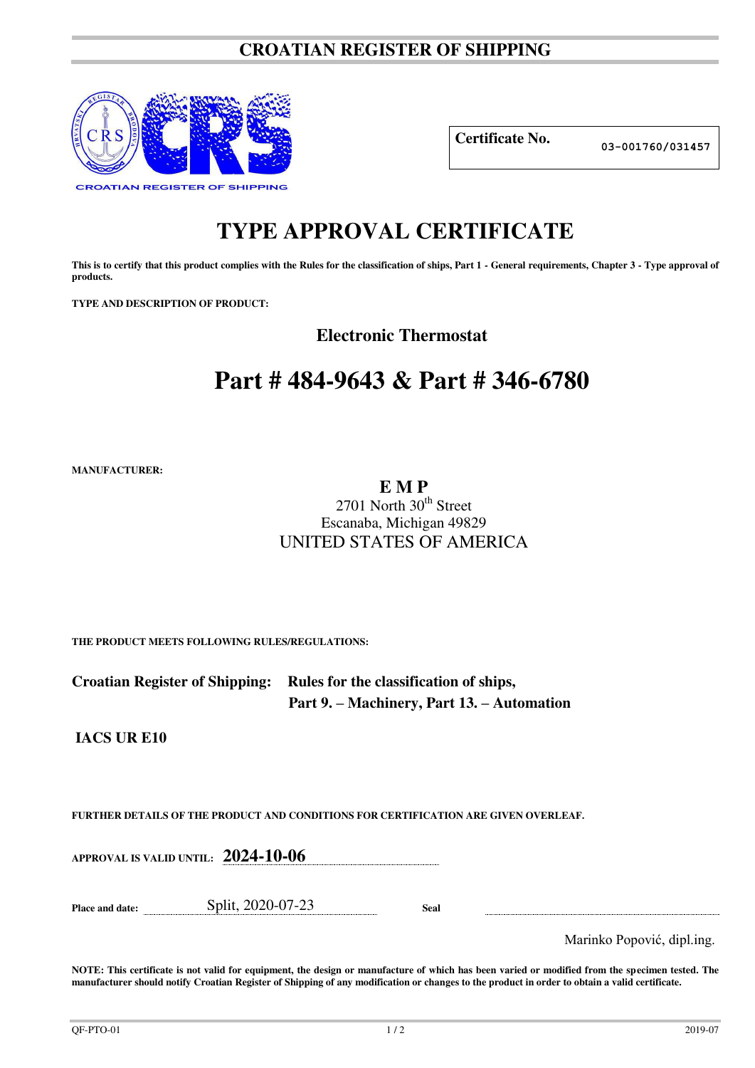# CROATIAN REGISTER OF SHIPPING

CROATIAN REGISTER OF SHIPPING

| **Certificate No.** | 03-001760/031457 |
| --- | --- |

# TYPE APPROVAL CERTIFICATE

**This is to certify that this product complies with the Rules for the classification of ships, Part 1 - General requirements, Chapter 3 - Type approval of products.**

**TYPE AND DESCRIPTION OF PRODUCT:**

**Electronic Thermostat**

## Part # 484-9643 & Part # 346-6780

**MANUFACTURER:**

**E M P**
2701 North 30th Street
Escanaba, Michigan 49829
UNITED STATES OF AMERICA

**THE PRODUCT MEETS FOLLOWING RULES/REGULATIONS:**

**Croatian Register of Shipping:** **Rules for the classification of ships, Part 9. – Machinery, Part 13. – Automation**

**IACS UR E10**

**FURTHER DETAILS OF THE PRODUCT AND CONDITIONS FOR CERTIFICATION ARE GIVEN OVERLEAF.**

**APPROVAL IS VALID UNTIL:** **2024-10-06**

**Place and date:** Split, 2020-07-23 **Seal**

Marinko Popović, dipl.ing.

**NOTE: This certificate is not valid for equipment, the design or manufacture of which has been varied or modified from the specimen tested. The manufacturer should notify Croatian Register of Shipping of any modification or changes to the product in order to obtain a valid certificate.**

QF-PTO-01 2019-07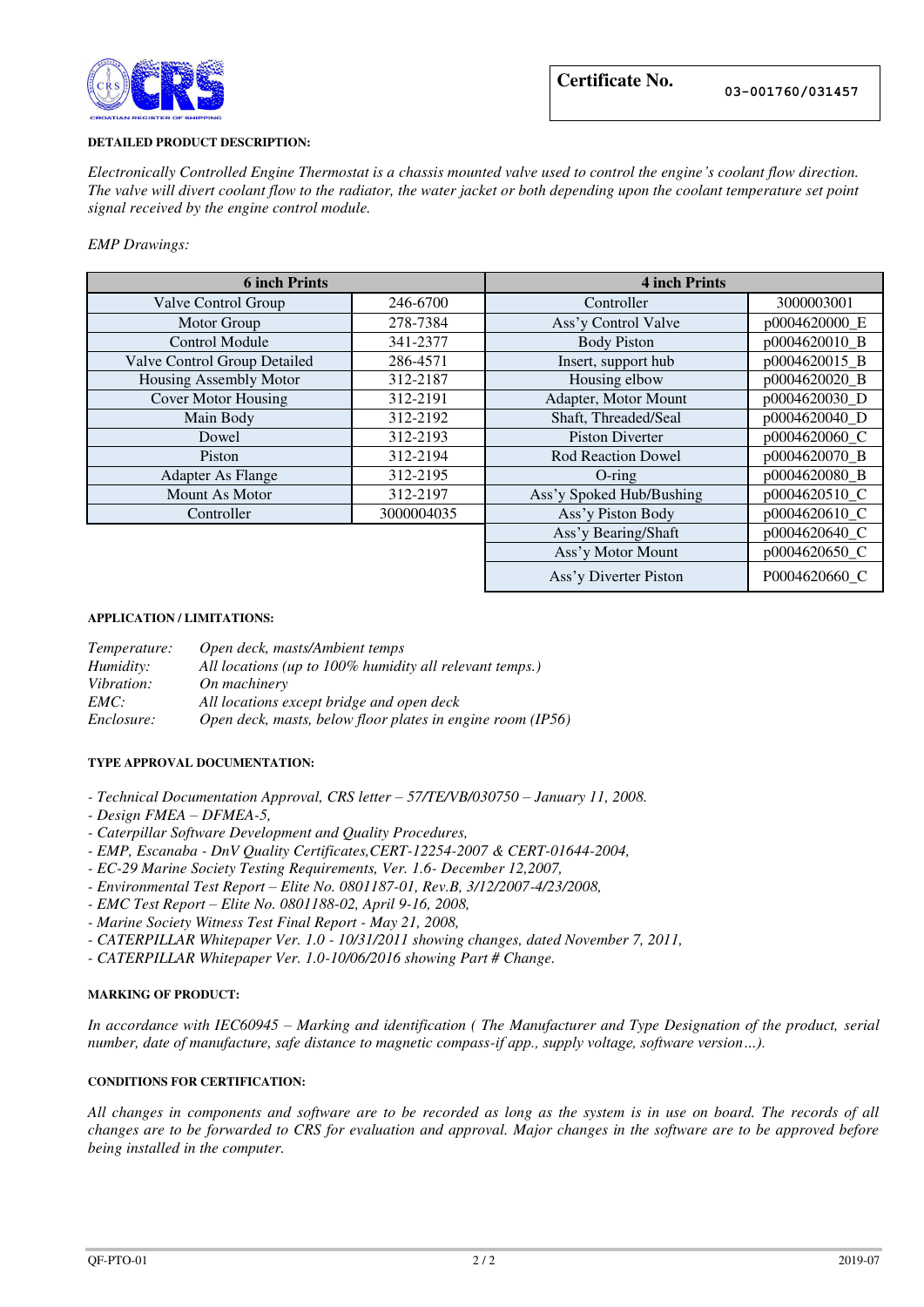**Certificate No.** 03-001760/031457

**DETAILED PRODUCT DESCRIPTION:**

*Electronically Controlled Engine Thermostat is a chassis mounted valve used to control the engine's coolant flow direction. The valve will divert coolant flow to the radiator, the water jacket or both depending upon the coolant temperature set point signal received by the engine control module.*

*EMP Drawings:*

| 6 inch Prints | | 4 inch Prints | |
|---|---|---|---|
| Valve Control Group | 246-6700 | Controller | 3000003001 |
| Motor Group | 278-7384 | Ass'y Control Valve | p0004620000_E |
| Control Module | 341-2377 | Body Piston | p0004620010_B |
| Valve Control Group Detailed | 286-4571 | Insert, support hub | p0004620015_B |
| Housing Assembly Motor | 312-2187 | Housing elbow | p0004620020_B |
| Cover Motor Housing | 312-2191 | Adapter, Motor Mount | p0004620030_D |
| Main Body | 312-2192 | Shaft, Threaded/Seal | p0004620040_D |
| Dowel | 312-2193 | Piston Diverter | p0004620060_C |
| Piston | 312-2194 | Rod Reaction Dowel | p0004620070_B |
| Adapter As Flange | 312-2195 | O-ring | p0004620080_B |
| Mount As Motor | 312-2197 | Ass'y Spoked Hub/Bushing | p0004620510_C |
| Controller | 3000004035 | Ass'y Piston Body | p0004620610_C |
| | | Ass'y Bearing/Shaft | p0004620640_C |
| | | Ass'y Motor Mount | p0004620650_C |
| | | Ass'y Diverter Piston | P0004620660_C |

**APPLICATION / LIMITATIONS:**

*Temperature:* *Open deck, masts/Ambient temps*
*Humidity:* *All locations (up to 100% humidity all relevant temps.)*
*Vibration:* *On machinery*
*EMC:* *All locations except bridge and open deck*
*Enclosure:* *Open deck, masts, below floor plates in engine room (IP56)*

**TYPE APPROVAL DOCUMENTATION:**

- *Technical Documentation Approval, CRS letter – 57/TE/VB/030750 – January 11, 2008.*
- *Design FMEA – DFMEA-5,*
- *Caterpillar Software Development and Quality Procedures,*
- *EMP, Escanaba - DnV Quality Certificates,CERT-12254-2007 & CERT-01644-2004,*
- *EC-29 Marine Society Testing Requirements, Ver. 1.6- December 12,2007,*
- *Environmental Test Report – Elite No. 0801187-01, Rev.B, 3/12/2007-4/23/2008,*
- *EMC Test Report – Elite No. 0801188-02, April 9-16, 2008,*
- *Marine Society Witness Test Final Report - May 21, 2008,*
- *CATERPILLAR Whitepaper Ver. 1.0 - 10/31/2011 showing changes, dated November 7, 2011,*
- *CATERPILLAR Whitepaper Ver. 1.0-10/06/2016 showing Part # Change.*

**MARKING OF PRODUCT:**

*In accordance with IEC60945 – Marking and identification ( The Manufacturer and Type Designation of the product, serial number, date of manufacture, safe distance to magnetic compass-if app., supply voltage, software version…).*

**CONDITIONS FOR CERTIFICATION:**

*All changes in components and software are to be recorded as long as the system is in use on board. The records of all changes are to be forwarded to CRS for evaluation and approval. Major changes in the software are to be approved before being installed in the computer.*